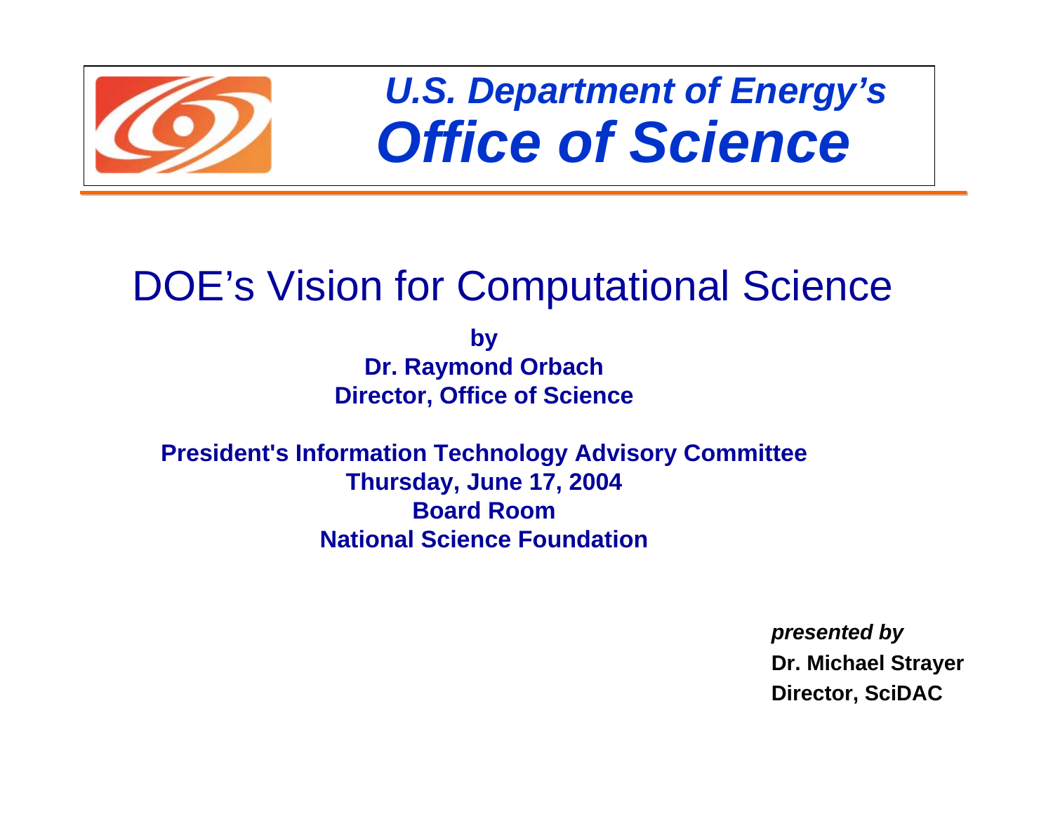*U.S. Department of Energy's*

***Office of Science***

# DOE's Vision for Computational Science

**by**
**Dr. Raymond Orbach**
**Director, Office of Science**

**President's Information Technology Advisory Committee**
**Thursday, June 17, 2004**
**Board Room**
**National Science Foundation**

***presented by***
**Dr. Michael Strayer**
**Director, SciDAC**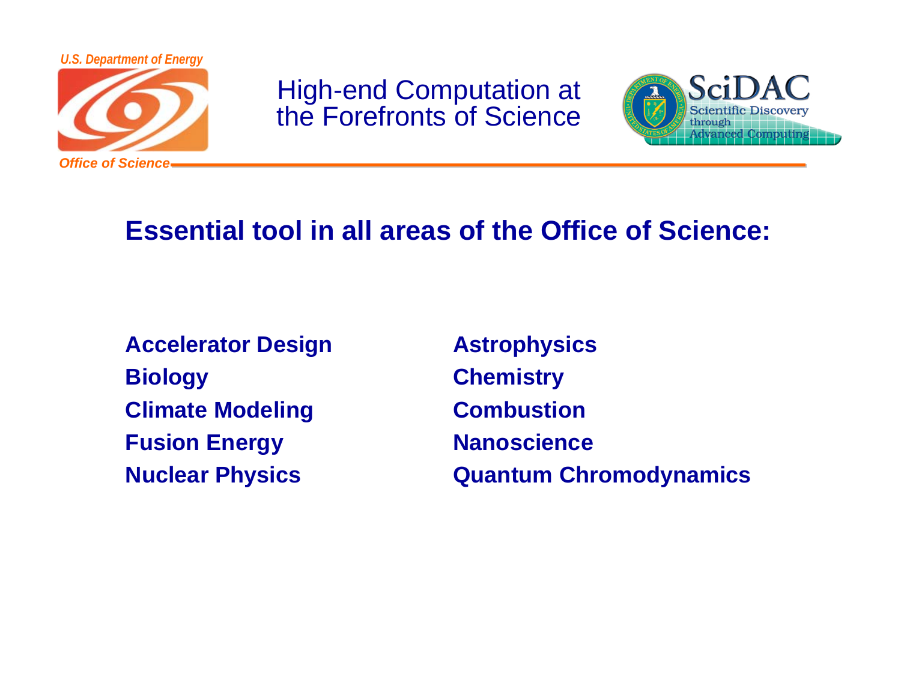# High-end Computation at the Forefronts of Science

## Essential tool in all areas of the Office of Science:

- **Accelerator Design**
- **Biology**
- **Climate Modeling**
- **Fusion Energy**
- **Nuclear Physics**
- **Astrophysics**
- **Chemistry**
- **Combustion**
- **Nanoscience**
- **Quantum Chromodynamics**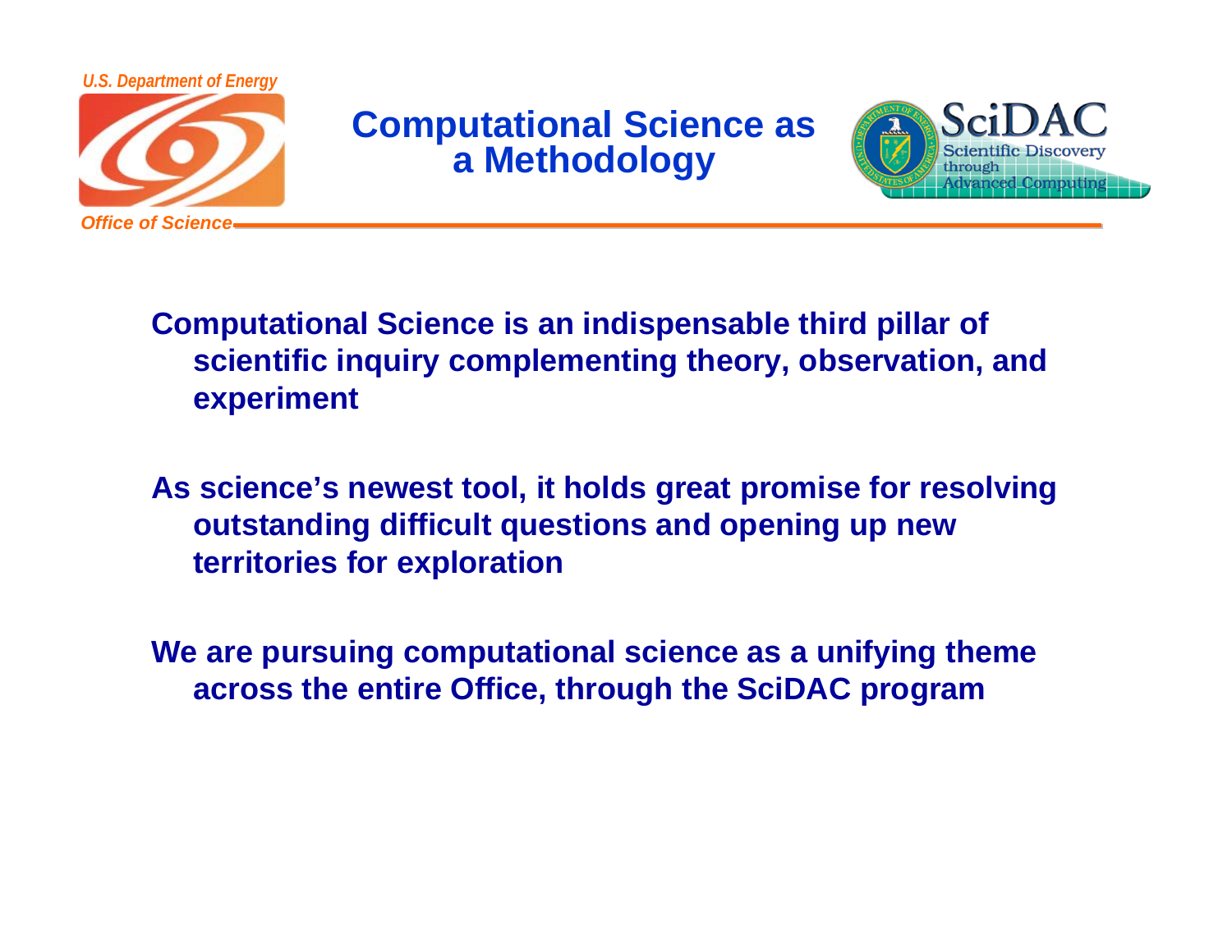# Computational Science as a Methodology

Computational Science is an indispensable third pillar of scientific inquiry complementing theory, observation, and experiment

As science's newest tool, it holds great promise for resolving outstanding difficult questions and opening up new territories for exploration

We are pursuing computational science as a unifying theme across the entire Office, through the SciDAC program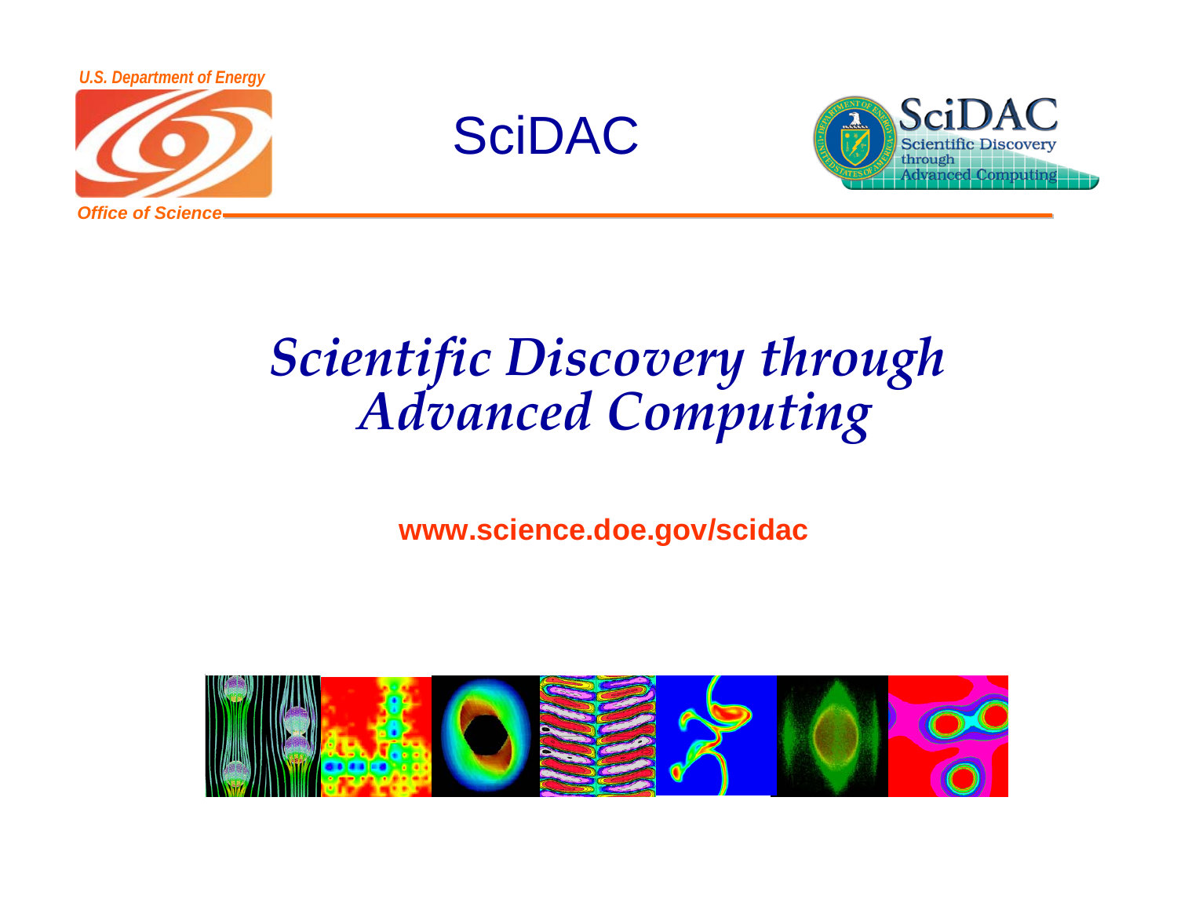U.S. Department of Energy

Office of Science

SciDAC

# *Scientific Discovery through Advanced Computing*

**www.science.doe.gov/scidac**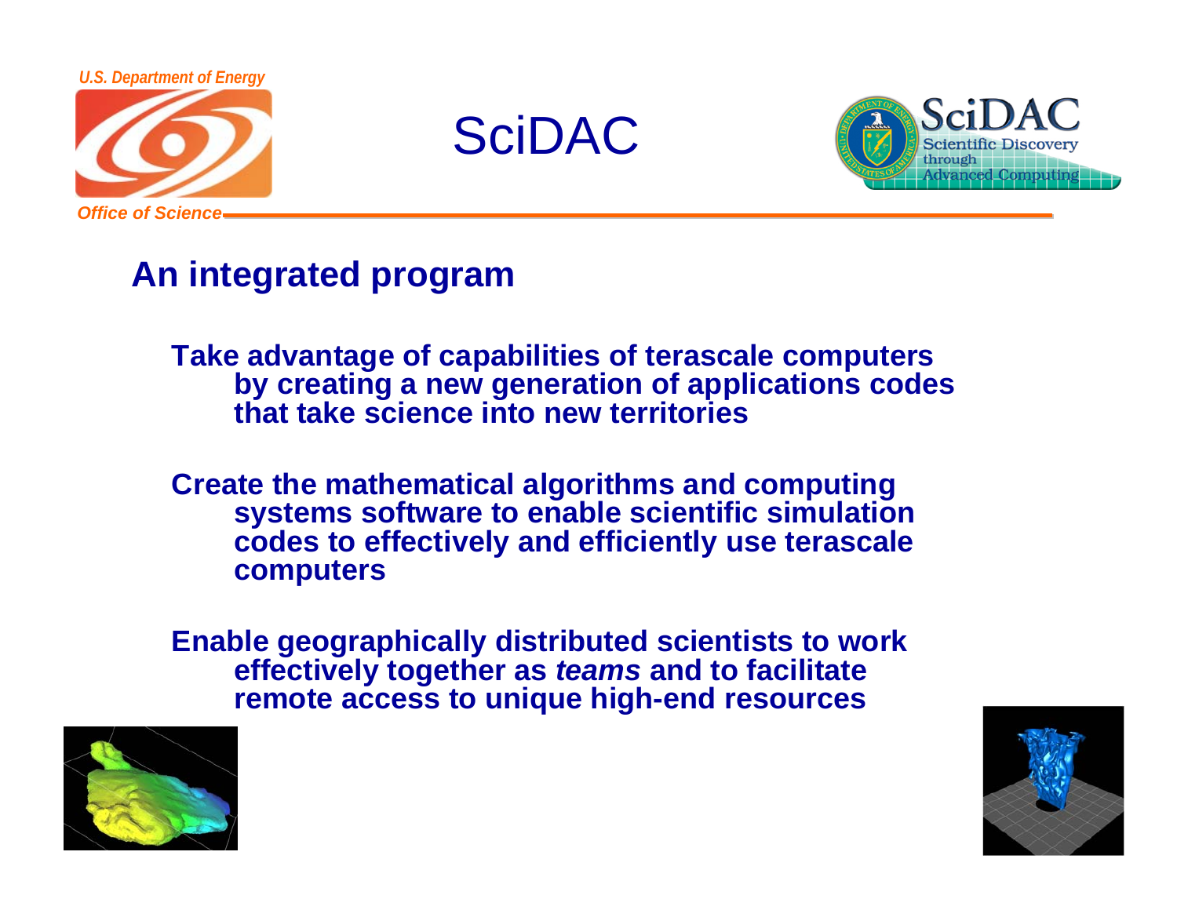# SciDAC

## An integrated program

Take advantage of capabilities of terascale computers by creating a new generation of applications codes that take science into new territories

Create the mathematical algorithms and computing systems software to enable scientific simulation codes to effectively and efficiently use terascale computers

Enable geographically distributed scientists to work effectively together as *teams* and to facilitate remote access to unique high-end resources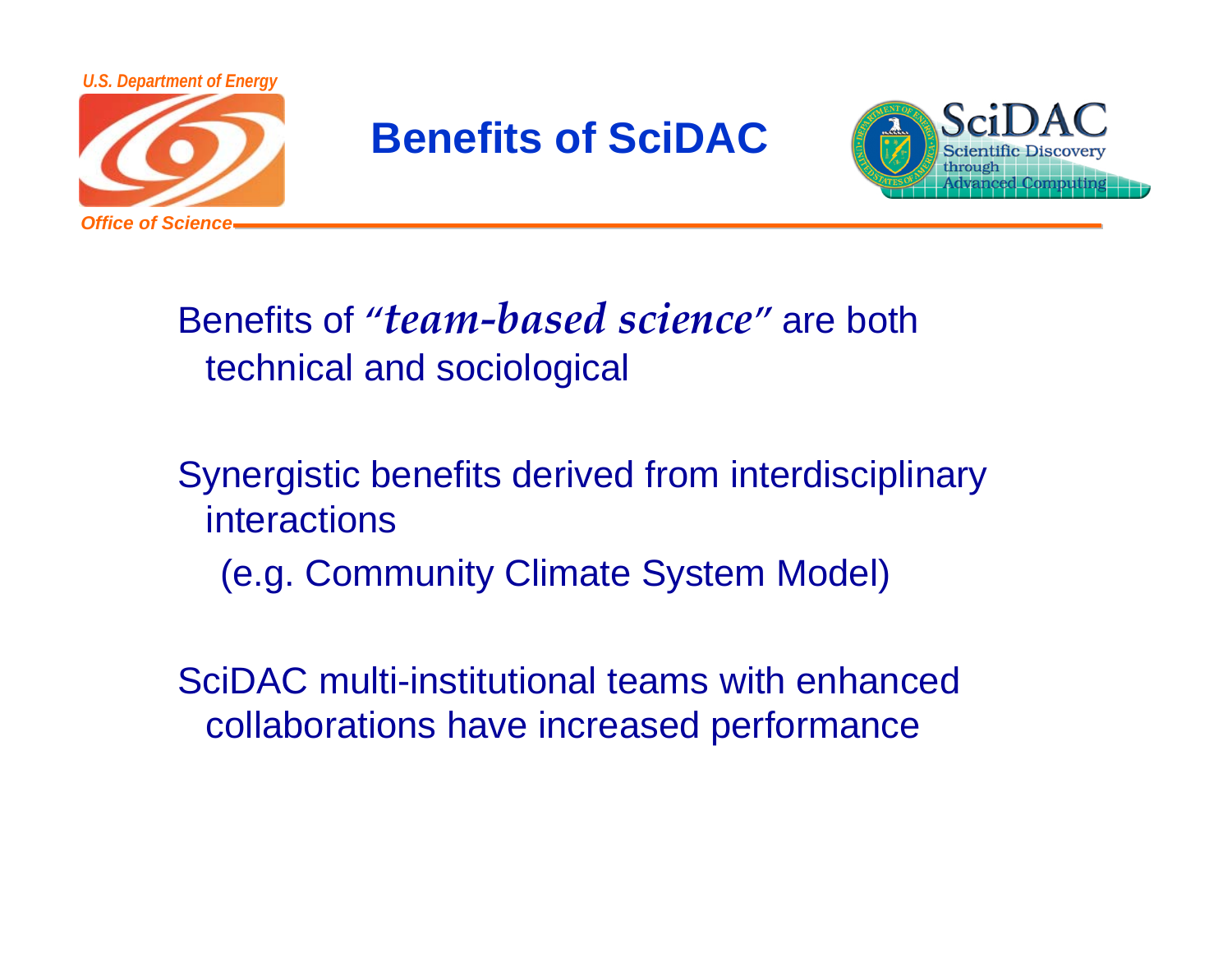# Benefits of SciDAC

Benefits of ***"team-based science"*** are both technical and sociological

Synergistic benefits derived from interdisciplinary interactions

(e.g. Community Climate System Model)

SciDAC multi-institutional teams with enhanced collaborations have increased performance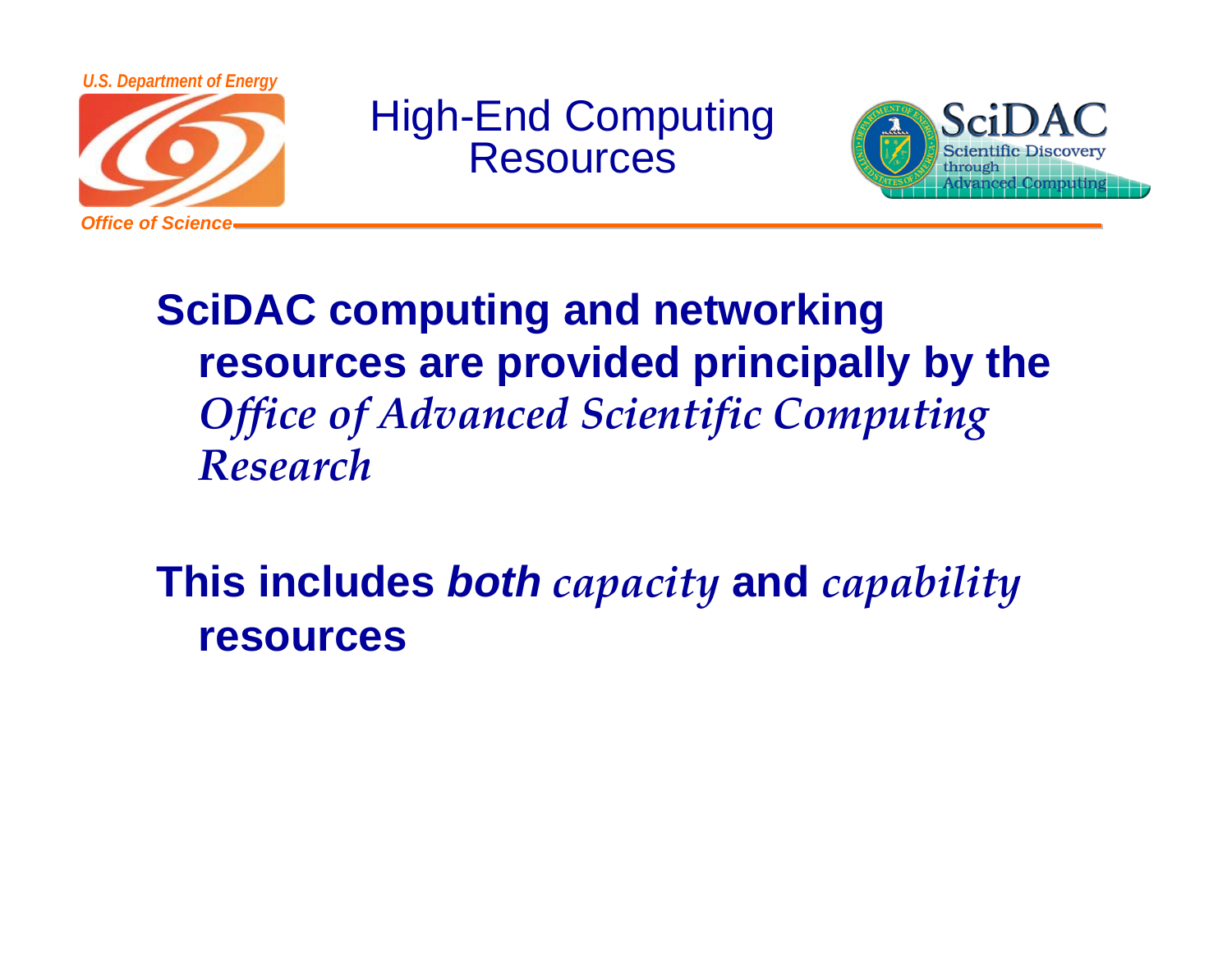# High-End Computing Resources

**SciDAC computing and networking resources are provided principally by the** ***Office of Advanced Scientific Computing Research***

**This includes** ***both capacity*** **and** ***capability*** **resources**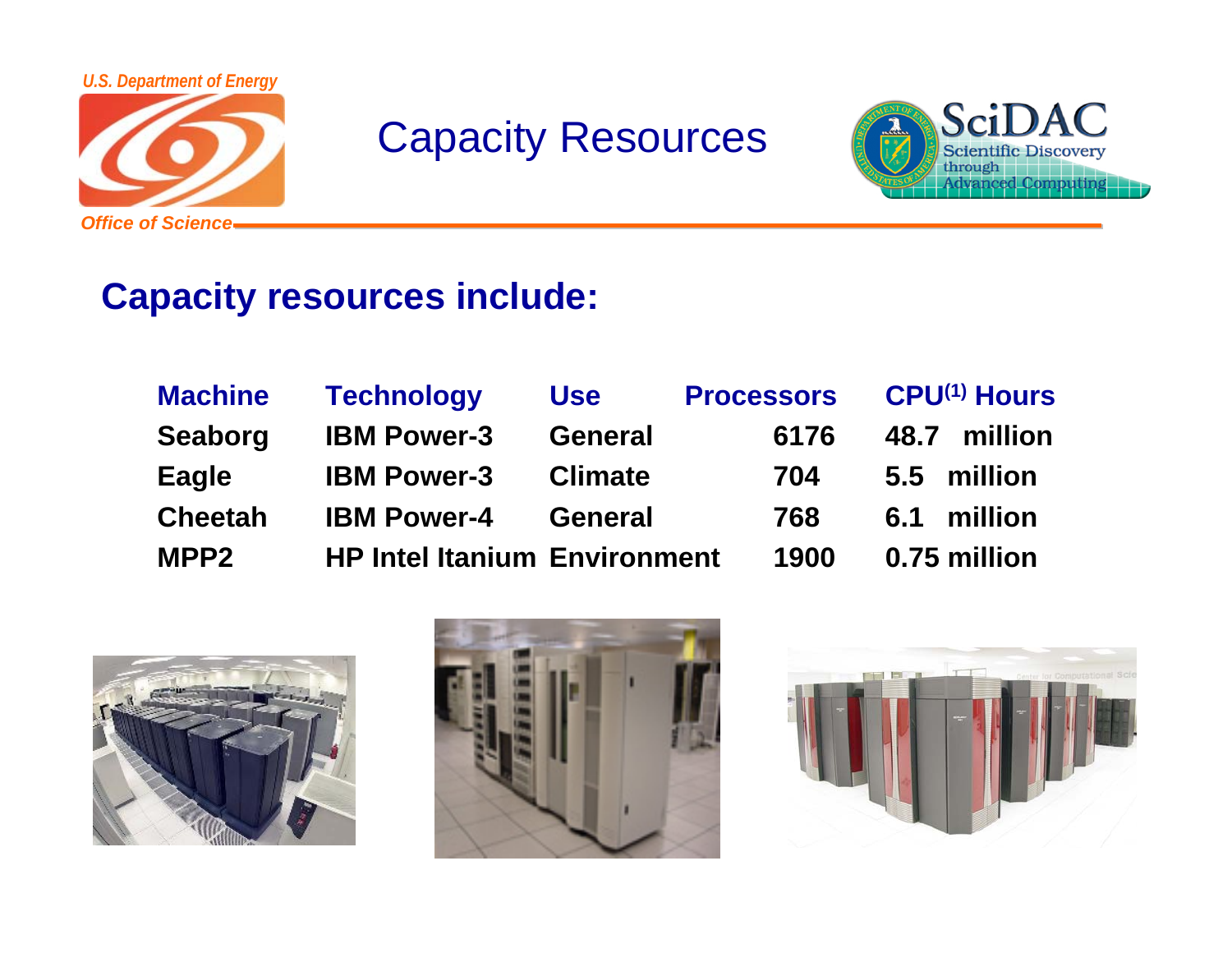# Capacity Resources

## Capacity resources include:

| Machine | Technology | Use | Processors | CPU[1] Hours |
|---|---|---|---|---|
| Seaborg | IBM Power-3 | General | 6176 | 48.7 million |
| Eagle | IBM Power-3 | Climate | 704 | 5.5 million |
| Cheetah | IBM Power-4 | General | 768 | 6.1 million |
| MPP2 | HP Intel Itanium | Environment | 1900 | 0.75 million |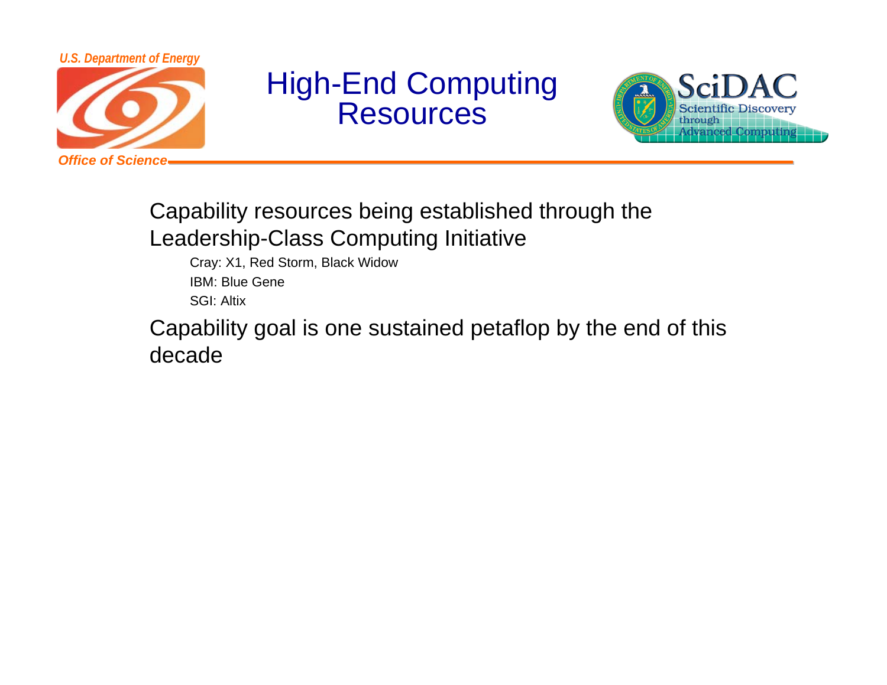# High-End Computing Resources

- Capability resources being established through the Leadership-Class Computing Initiative
  - Cray: X1, Red Storm, Black Widow
  - IBM: Blue Gene
  - SGI: Altix
- Capability goal is one sustained petaflop by the end of this decade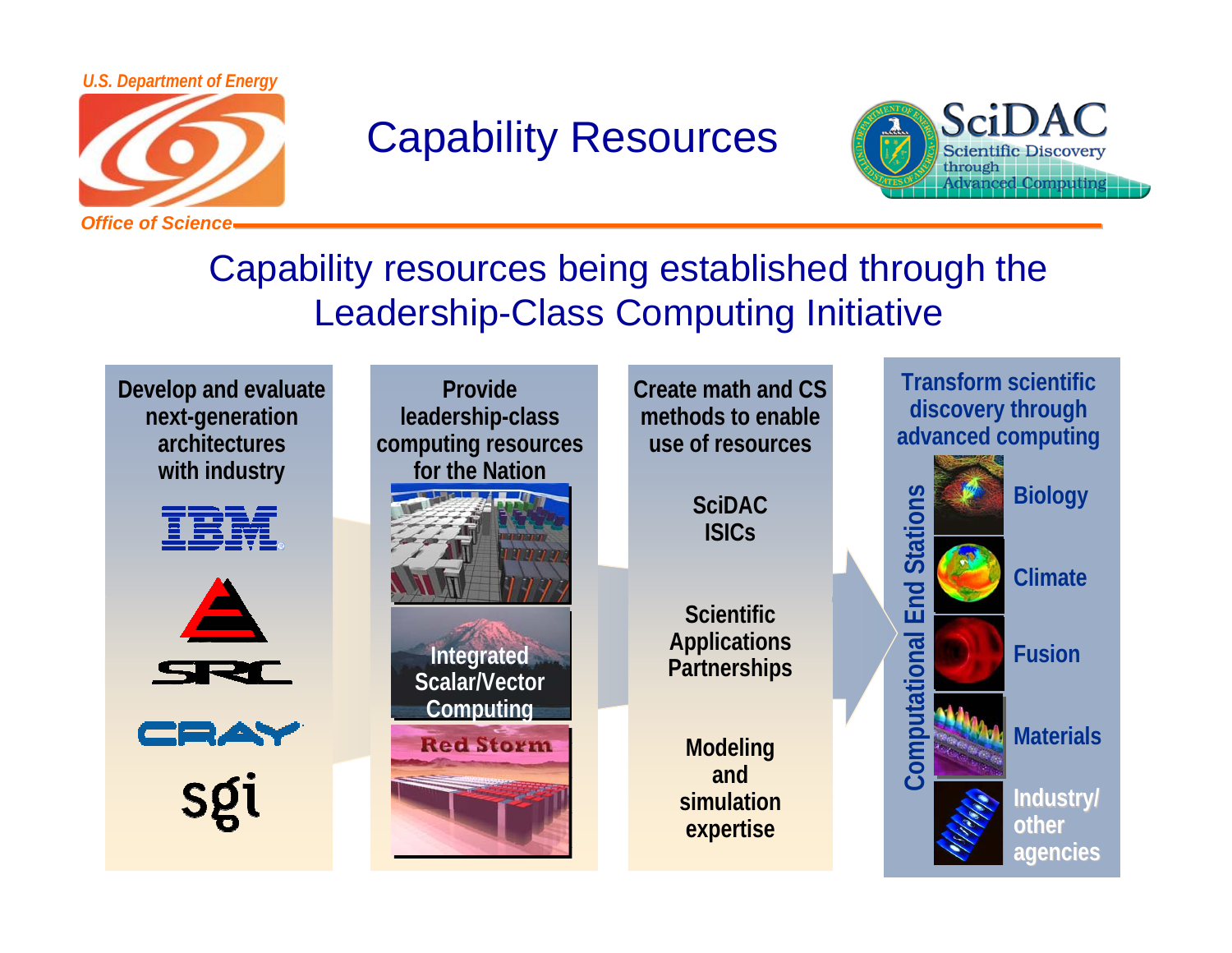# Capability Resources

## Capability resources being established through the Leadership-Class Computing Initiative

**Develop and evaluate next-generation architectures with industry**

- IBM
- SRC
- CRAY
- sgi

**Provide leadership-class computing resources for the Nation**

- Integrated Scalar/Vector Computing
- Red Storm

**Create math and CS methods to enable use of resources**

- SciDAC ISICs
- Scientific Applications Partnerships
- Modeling and simulation expertise

**Transform scientific discovery through advanced computing**

Computational End Stations:

- Biology
- Climate
- Fusion
- Materials
- Industry/ other agencies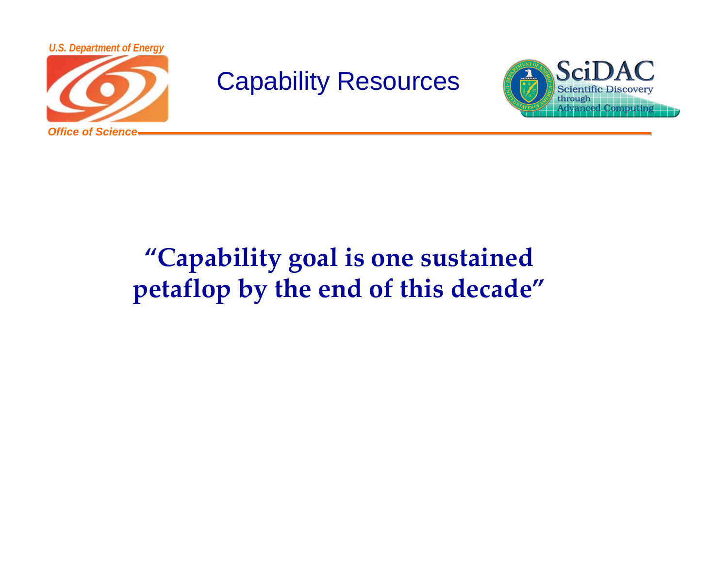# Capability Resources

**“Capability goal is one sustained petaflop by the end of this decade”**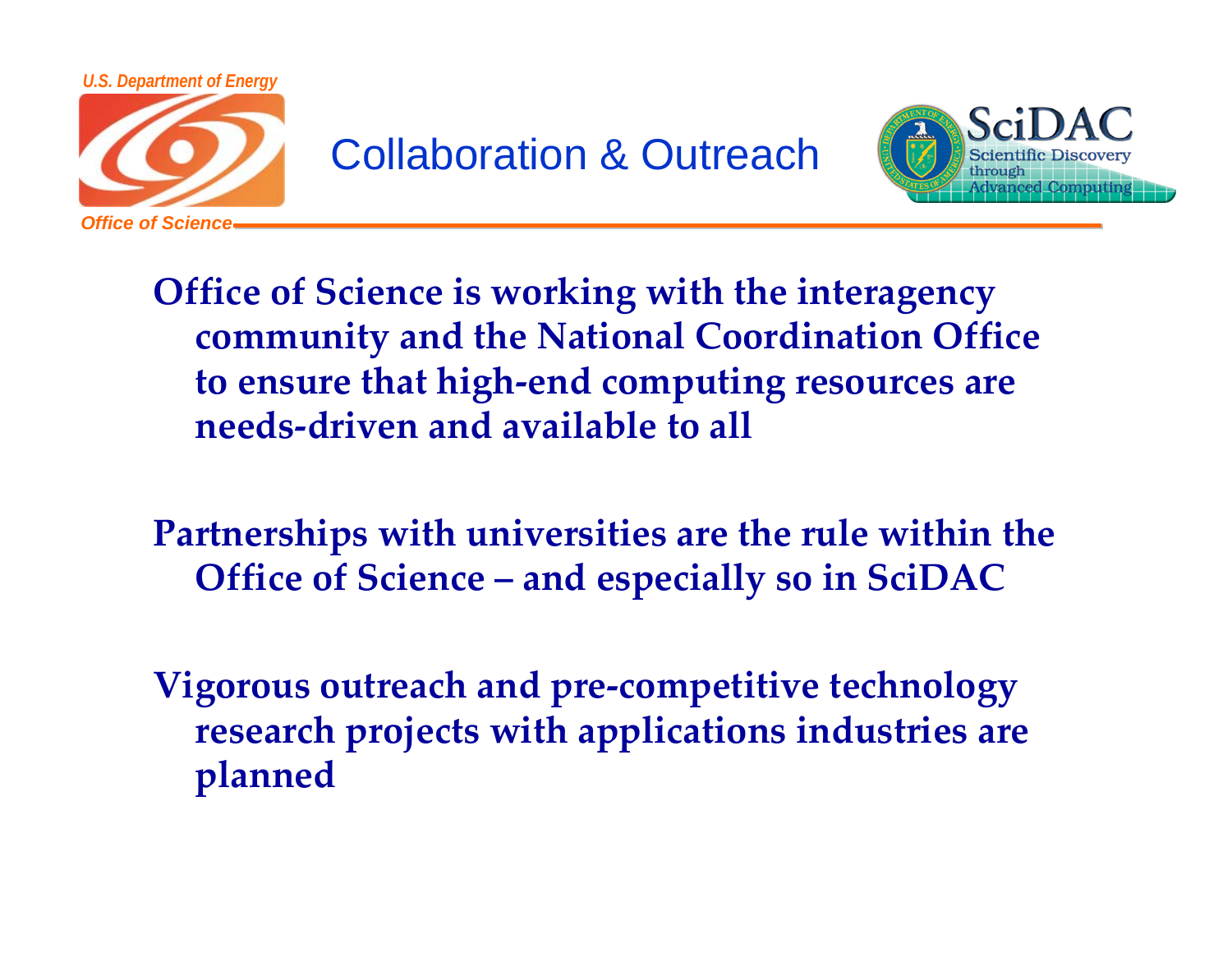# Collaboration & Outreach

**Office of Science is working with the interagency community and the National Coordination Office to ensure that high-end computing resources are needs-driven and available to all**

**Partnerships with universities are the rule within the Office of Science – and especially so in SciDAC**

**Vigorous outreach and pre-competitive technology research projects with applications industries are planned**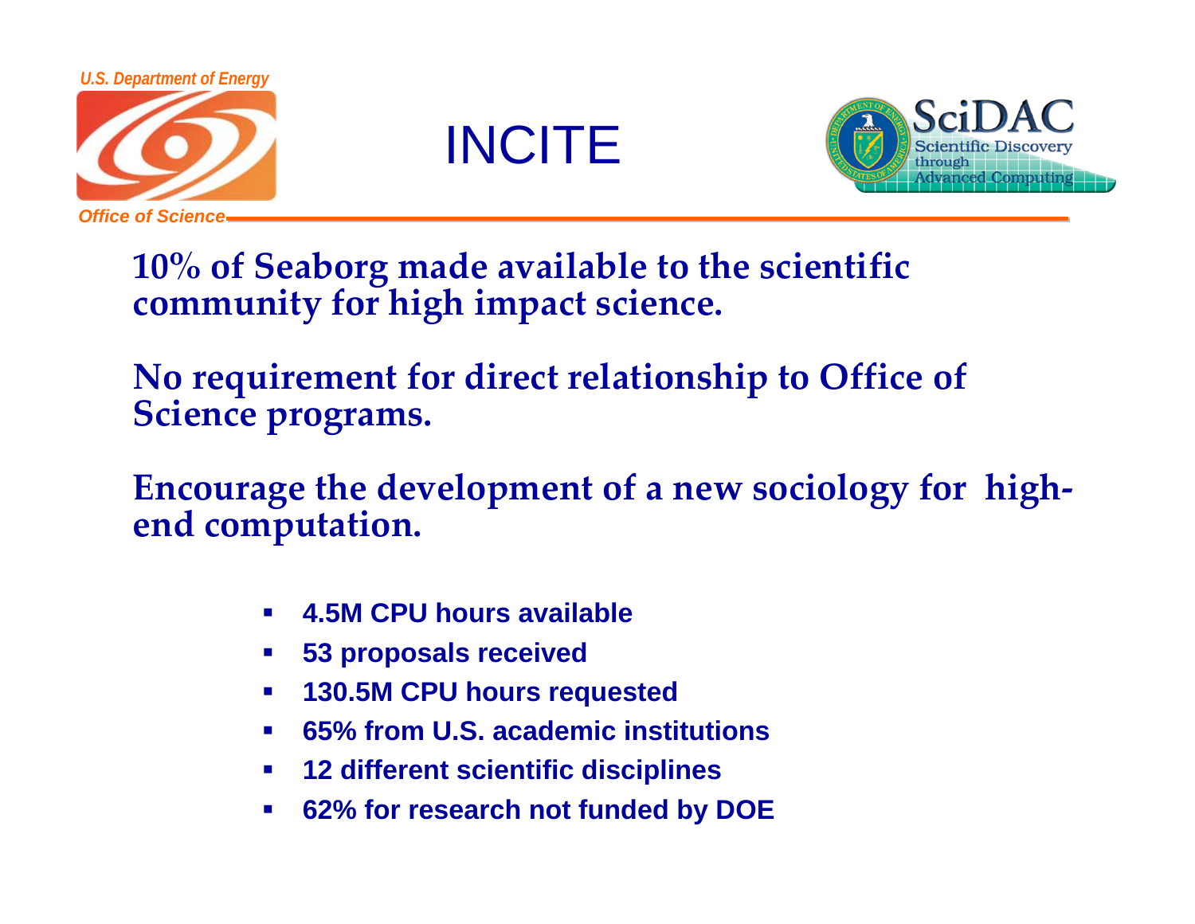# INCITE

**10% of Seaborg made available to the scientific community for high impact science.**

**No requirement for direct relationship to Office of Science programs.**

**Encourage the development of a new sociology for high-end computation.**

- **4.5M CPU hours available**
- **53 proposals received**
- **130.5M CPU hours requested**
- **65% from U.S. academic institutions**
- **12 different scientific disciplines**
- **62% for research not funded by DOE**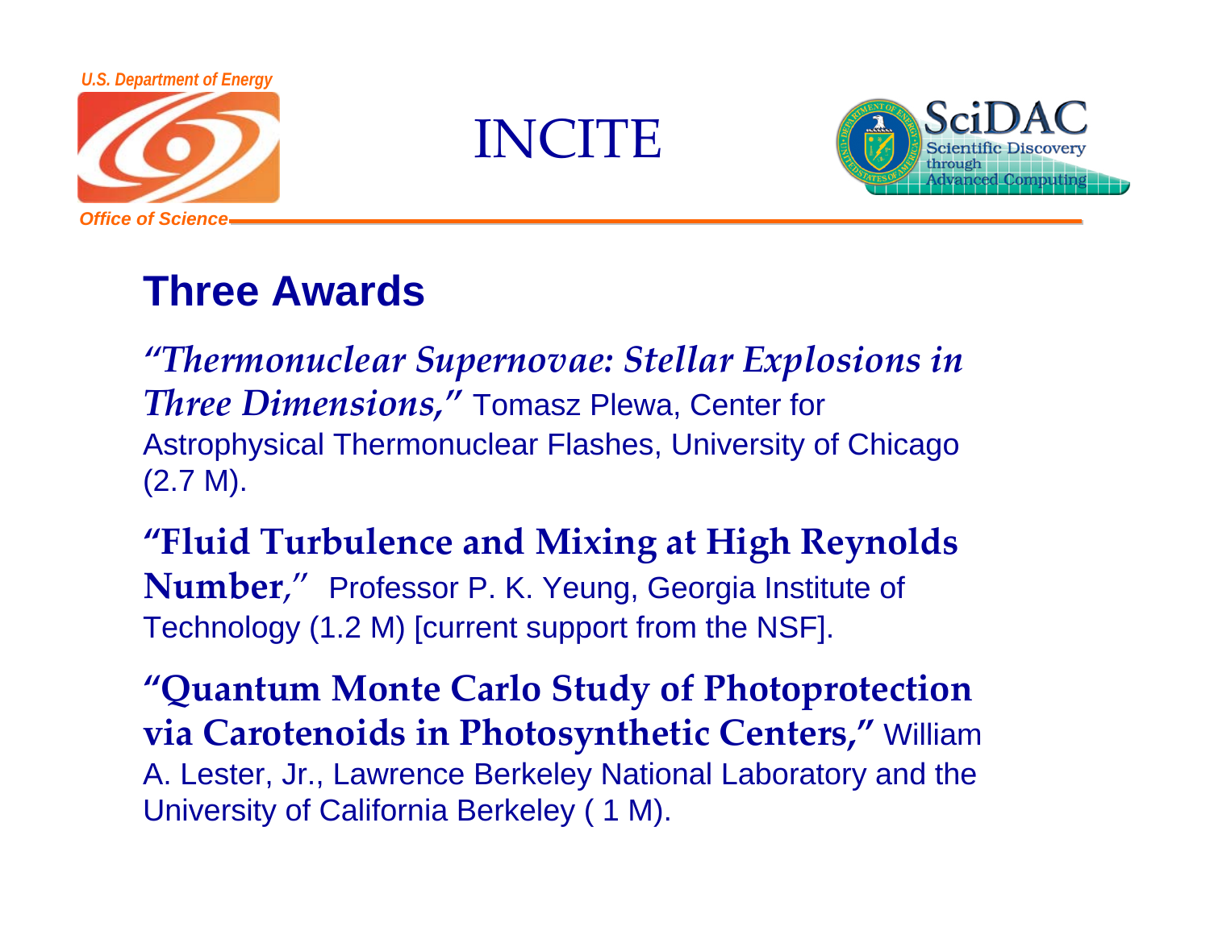# INCITE

## Three Awards

*"Thermonuclear Supernovae: Stellar Explosions in Three Dimensions,"* Tomasz Plewa, Center for Astrophysical Thermonuclear Flashes, University of Chicago (2.7 M).

**"Fluid Turbulence and Mixing at High Reynolds Number**,*"* Professor P. K. Yeung, Georgia Institute of Technology (1.2 M) [current support from the NSF].

**"Quantum Monte Carlo Study of Photoprotection via Carotenoids in Photosynthetic Centers,"** William A. Lester, Jr., Lawrence Berkeley National Laboratory and the University of California Berkeley ( 1 M).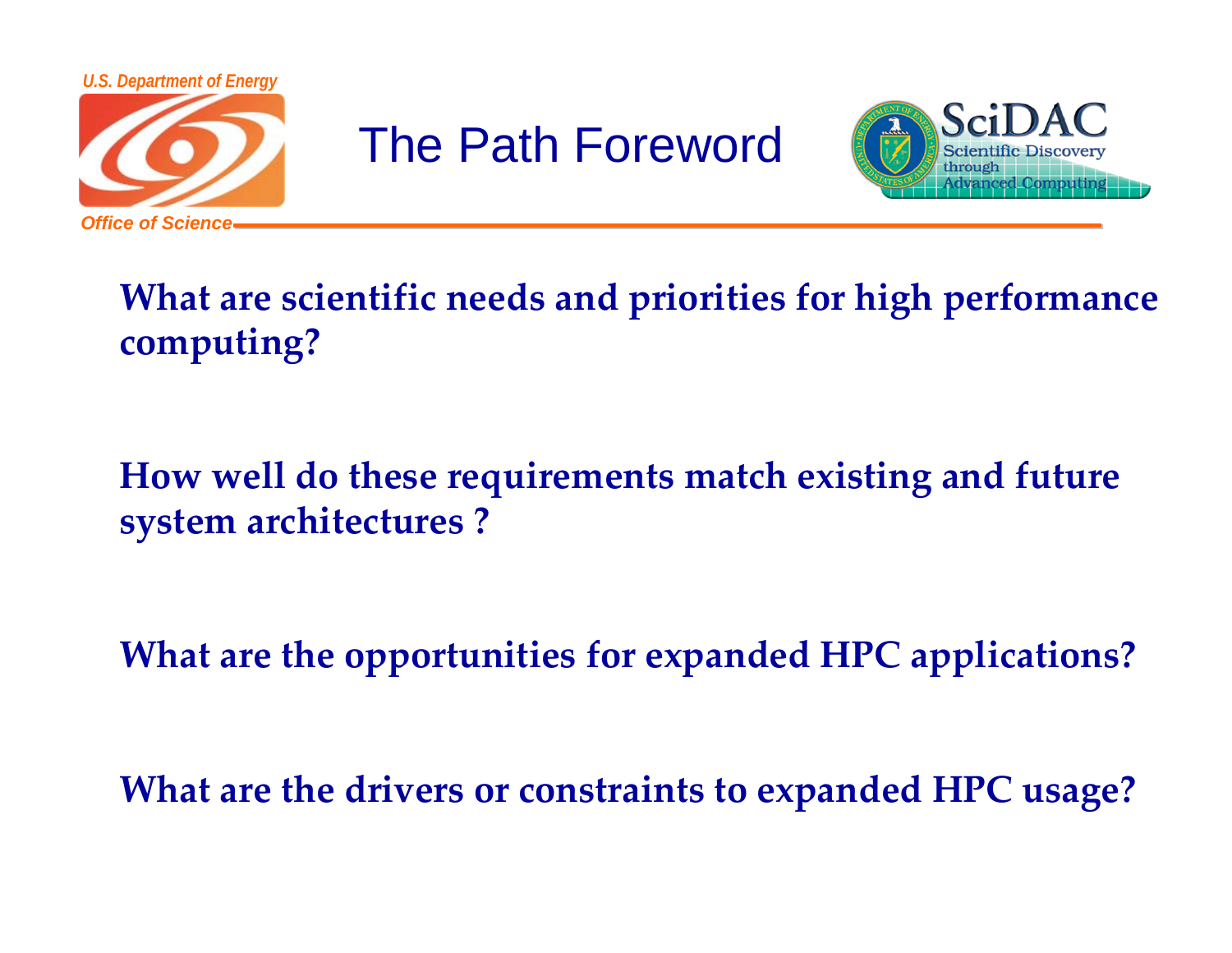# The Path Foreword

**What are scientific needs and priorities for high performance computing?**

**How well do these requirements match existing and future system architectures ?**

**What are the opportunities for expanded HPC applications?**

**What are the drivers or constraints to expanded HPC usage?**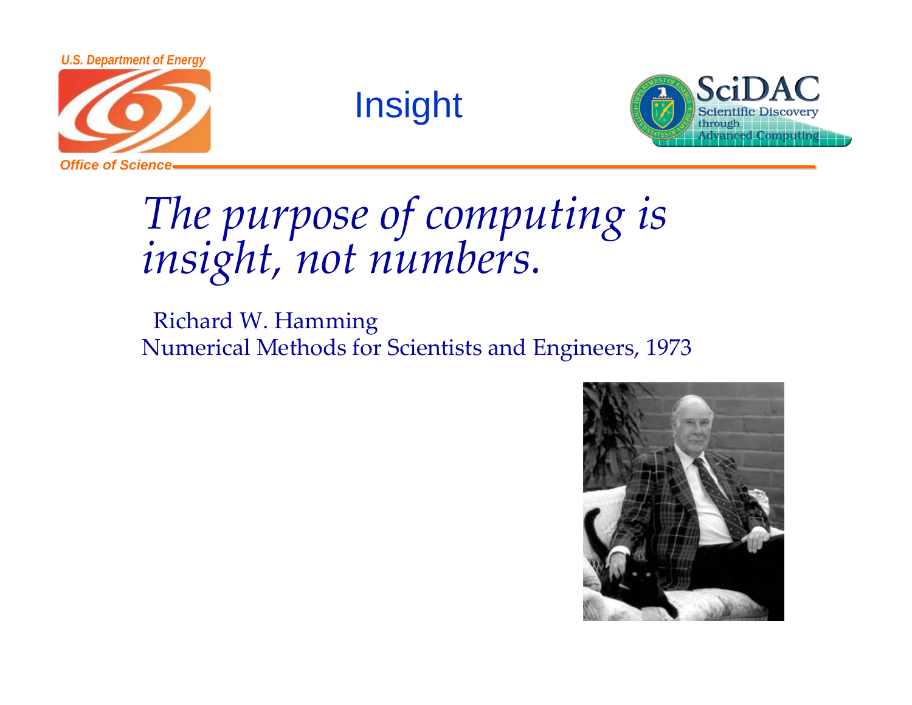# Insight

*The purpose of computing is insight, not numbers.*

Richard W. Hamming
Numerical Methods for Scientists and Engineers, 1973